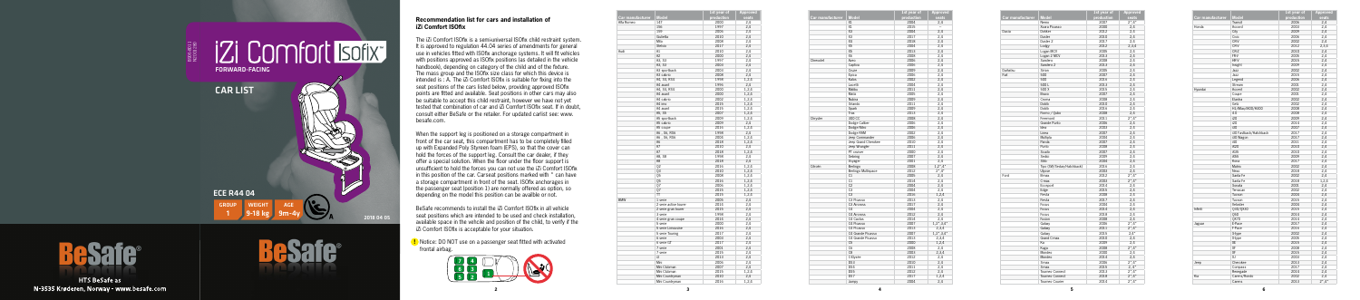# iZi Comfort ISOFIX

FORWARD-FACING

CAR LIST

ECE R44 04

| GROUP | WEIGHT | AGE |
|---|---|---|
| 1 | 9-18 kg | 9m-4y |

2018 04 05

BeSafe

HTS BeSafe as
N-3535 Krøderen, Norway · www.besafe.com

## Recommendation list for cars and installation of iZi Comfort ISOfix

The iZi Comfort ISOfix is a semi-universal ISOfix child restraint system. It is approved to regulation 44.04 series of amendments for general use in vehicles fitted with ISOfix anchorage systems. It will fit vehicles with positions approved as ISOfix positions (as detailed in the vehicle handbook), depending on category of the child and of the fixture. The mass group and the ISOfix size class for which this device is intended is : A. The iZi Comfort ISOfix is suitable for fixing into the seat positions of the cars listed below, providing approved ISOfix points are fitted and available. Seat positions in other cars may also be suitable to accept this child restraint, however we have not yet tested that combination of car and iZi Comfort ISOfix seat. If in doubt, consult either BeSafe or the retailer. For updated carlist see: www.besafe.com.

When the support leg is positioned on a storage compartment in front of the car seat, this compartment has to be completely filled up with Expanded Poly Styreen foam (EPS), so that the cover can hold the forces of the support leg. Consult the car dealer, if they offer a special solution. When the floor under the floor support is insufficient to hold the forces you can not use the iZi Comfort ISOfix in this position of the car. Carseat positions marked with * can have a storage compartment in front of the seat. ISOfix anchorages in the passenger seat (position 1) are normally offered as option, so depending on the model this position can be available or not.

BeSafe recommends to install the iZi Comfort ISOfix in all vehicle seat positions which are intended to be used and check installation, available space in the vehicle and position of the child, to verify if the iZi Comfort ISOfix is acceptable for your situation.

Notice: DO NOT use on a passenger seat fitted with activated frontal airbag.

| Car manufacturer | Model | 1st year of production | Approved seats |
|---|---|---|---|
| Alfa Romeo | 147 | 2000 | 2,4 |
| | 156 | 1997 | 2,4 |
| | 159 | 2006 | 2,4 |
| | Giulietta | 2010 | 2,4 |
| | Mito | 2008 | 2,4 |
| | Stelvio | 2017 | 2,4* |
| Audi | A1 | 2010 | 2,4 |
| | A2 | 2000 | 2,4 |
| | A3, S3 | 1997 | 2,4 |
| | A3, S3 | 2003 | 2,4 |
| | A3 sportback | 2003 | 2,4 |
| | A3 cabrio | 2008 | 2,4 |
| | A4, S4, RS4 | 1998 | 1,2,4 |
| | A4 avant | 1996 | 2,4 |
| | A4, S4, RS4 | 2000 | 1,2,4 |
| | A4 avant | 2000 | 1,2,4 |
| | A4 cabrio | 2002 | 1,2,4 |
| | A4 imo | 2015 | 1,2,4 |
| | A4 avant | 2015 | 1,2,4 |
| | A5, S5 | 2007 | 1,2,4 |
| | A5 sportback | 2009 | 1,2,4 |
| | A5 cabrio | 2009 | 2,4 |
| | A5 coupe | 2016 | 1,2,4 |
| | A6, S6, RS6 | 1998 | 2,4 |
| | A6, S6, RS6 | 2004 | 1,2,4 |
| | A6 | 2018 | 1,2,4 |
| | A7 | 2010 | 2,4 |
| | A7 | 2018 | 1,2,4 |
| | A8, S8 | 1998 | 2,4 |
| | A8 | 2018 | 2,4 |
| | Q2 | 2016 | 1,2,4 |
| | Q3 | 2010 | 1,2,4 |
| | Q3 | 2018 | 1,2,4 |
| | Q5 | 2016 | 1,2,4 |
| | Q7 | 2006 | 1,2,4 |
| | Q7 | 2015 | 1,2,4 |
| | TT | 2015 | 1,2,4 |
| BMW | 1 serie | 2005 | 2,4 |
| | 2 serie active tourer | 2014 | 2,4 |
| | 2 serie gran tourer | 2015 | 2,4 |
| | 3 serie | 1998 | 2,4 |
| | 3 serie gran coupe | 2016 | 2,4 |
| | 4 serie | 2013 | 2,4 |
| | 5 serie Limousine | 2016 | 2,4 |
| | 5 serie Touring | 2017 | 2,4 |
| | 6 serie | 2003 | 2,4 |
| | 6 serie GT | 2017 | 2,4 |
| | 7 serie | 2001 | 2,4 |
| | 7 serie | 2015 | 2,4 |
| | i3 | 2013 | 2,4 |
| | Mini | 2006 | 2,4 |
| | Mini Clubman | 2007 | 2,4 |
| | Mini Clubman | 2015 | 1,2,4 |
| | Mini Countryman | 2010 | 2,4 |
| | Mini Countryman | 2016 | 1,2,4 |

| Car manufacturer | Model | 1st year of production | Approved seats |
|---|---|---|---|
| | X1 | 2004 | 2,4 |
| | X1 | 2015 | 2,4 |
| | X3 | 2004 | 2,4 |
| | X3 | 2010 | 2,4 |
| | X4 | 2014 | 2,4 |
| | X5 | 2004 | 2,4 |
| | X5 | 2013 | 2,4 |
| | X6 | 2008 | 2,4 |
| Chevrolet | Aveo | 2006 | 2,4 |
| | Captiva | 2006 | 2,4 |
| | Cruze | 2009 | 2,4 |
| | Epica | 2006 | 2,4 |
| | Kalos | 2002 | 2,4 |
| | Lacetti | 2004 | 2,4 |
| | Malibu | 2011 | 2,4 |
| | Nubira | 2009 | 2,4 |
| | Orlando | 2011 | 2,4 |
| | Spark | 2009 | 2,4 |
| | Trax | 2013 | 2,4 |
| Chrysler | 300 CC | 2008 | 2,4 |
| | Dodge Caliber | 2006 | 2,4 |
| | Dodge Nitro | 2006 | 2,4 |
| | Dodge RAM | 2002 | 2,4 |
| | Jeep Commander | 2006 | 2,4 |
| | Jeep Grand Cherokee | 2010 | 2,4 |
| | Jeep Wrangler | 2011 | 2,4 |
| | PT cruiser | 2000 | 2,4 |
| | Sebring | 2007 | 2,4 |
| | Voyager | 2001 | 2,4 |
| Citroën | Berlingo | 2008 | 1,2*,4* |
| | Berlingo Multispace | 2012 | 2*,4* |
| | C1 | 2005 | 2,4 |
| | C1 | 2014 | 2,4 |
| | C2 | 2004 | 2,4 |
| | C3 | 2004 | 2,4 |
| | C3 | 2016 | 1,2,4 |
| | C3 Picasso | 2013 | 2,4 |
| | C3 Aircross | 2017 | 2,4 |
| | C4 Picasso | 2007 | 2,4 |
| | C4 Aircross | 2012 | 2,4 |
| | C4 Cactus | 2014 | 2,4 |
| | C4 Picasso | 2013 | 1,2*,3,4* |
| | C4 Picasso | 2014 | 2,4 |
| | C4 Grande Picasso | 2007 | 1,2*,3,4* |
| | C4 Grande Picasso | 2013 | 2,3,4 |
| | C5 | 2000 | 1,2,4 |
| | C6 | 2008 | 2,4 |
| | C8 | 2003 | 2,3,4 |
| | C-Elysée | 2012 | 2,4 |
| | DS3 | 2010 | 2,4 |
| | DS4 | 2011 | 2,4 |
| | DS5 | 2012 | 2,4 |
| | DS7 | 2017 | 1,2,4 |
| | Jumpy | 2004 | 2,4 |

| Car manufacturer | Model | 1st year of production | Approved seats |
|---|---|---|---|
| | Nemo | 2007 | 2*,4* |
| | Xsara Picasso | 2000 | 2,4 |
| Dacia | Dokker | 2012 | 2,4 |
| | Duster | 2010 | 2,4 |
| | Duster 2 | 2017 | 2,4 |
| | Lodgy | 2012 | 2,3,4 |
| | Logan MCV | 2005 | 2,4 |
| | Logan 2 MCV | 2013 | 2,4 |
| | Sandero | 2008 | 2,4 |
| | Sandero 2 | 2013 | 2,4 |
| Daihatsu | Sirion | 2005 | 2,4 |
| Fiat | 500 | 2007 | 2,4 |
| | 500 | 2016 | 2,4 |
| | 500 L | 2013 | 2,4 |
| | 500 X | 2015 | 2,4 |
| | Bravo | 2007 | 2,4 |
| | Croma | 2008 | 2,4 |
| | Doblo | 2010 | 2,4 |
| | Doblo | 2016 | 2,4 |
| | Fiorno / Qubo | 2008 | 2,4 |
| | Freemont | 2011 | 2*,4* |
| | Grande Punto | 2006 | 2,4 |
| | Idea | 2003 | 2,4 |
| | Linea | 2007 | 2,4 |
| | Multipla | 2004 | 2,4 |
| | Panda | 2007 | 2,4 |
| | Punto | 2008 | 2,4 |
| | Scudo | 2007 | 2,4 |
| | Sedici | 2009 | 2,4 |
| | Stilo | 2004 | 2,4 |
| | Tipo (SW/Sedan/Hatchback) | 2016 | 2,4 |
| | Ulysse | 2003 | 2,4 |
| Ford | B-max | 2012 | 2*,4* |
| | C-max | 2003 | 2*,4* |
| | Ecosport | 2014 | 2,4 |
| | Edge | 2015 | 2,4 |
| | Fiesta | 2008 | 2,4 |
| | Fiesta | 2017 | 2,4 |
| | Focus | 2004 | 2,4 |
| | Focus | 2014 | 2,4 |
| | Focus | 2018 | 2,4 |
| | Fusion | 2008 | 2,4 |
| | Galaxy | 2006 | 2*,4* |
| | Galaxy | 2011 | 2,4* |
| | Galaxy | 2015 | 2,4* |
| | Grand C-max | 2010 | 2,4 |
| | Ka | 2009 | 2,4 |
| | Kuga | 2008 | 2*,4* |
| | Mondeo | 2000 | 2,4 |
| | Mondeo | 2014 | 2,4 |
| | S-max | 2006 | 2*,4* |
| | S-max | 2015 | 2*,4* |
| | Tourneo Connect | 2013 | 2*,4* |
| | Tourneo Connect | 2018 | 2*,4* |
| | Tourneo Courier | 2014 | 2*,4* |

| Car manufacturer | Model | 1st year of production | Approved seats |
|---|---|---|---|
| | Transit | 2006 | 2,4 |
| Honda | Accord | 2003 | 2,4 |
| | City | 2009 | 2,4 |
| | Civic | 2006 | 2,4 |
| | CR-V | 2002 | 2,4 |
| | CR-V | 2012 | 2,3,4 |
| | FR-V | 2005 | 2,4 |
| | HR-V | 2015 | 2,4 |
| | Insight | 2009 | 2,4 |
| | Jazz | 2002 | 2,4 |
| | Jazz | 2015 | 2,4 |
| | Legend | 2006 | 2,4 |
| | Stream | 2001 | 2,4 |
| Hyundai | Accent | 2002 | 2,4 |
| | Coupe | 2001 | 2,4 |
| | Elantra | 2002 | 2,4 |
| | Getz | 2002 | 2,4 |
| | H1/iMax/i800/H300 | 2008 | 2,4 |
| | i10 | 2008 | 2,4 |
| | i20 | 2008 | 2,4 |
| | i20 | 2014 | 2,4 |
| | i30 | 2007 | 2,4 |
| | i30 Fastback/Hatchback | 2017 | 2,4 |
| | i30 Wagon | 2017 | 2,4 |
| | i40 | 2011 | 2,4 |
| | iX20 | 2010 | 2,4 |
| | iX35 | 2010 | 2,4 |
| | iX55 | 2009 | 2,4 |
| | Kona | 2017 | 2,4 |
| | Matrix | 2002 | 2,4 |
| | Nexo | 2018 | 2,4 |
| | Santa Fe | 2002 | 2,4 |
| | Santa Fe | 2018 | 1,2,4 |
| | Sonata | 2001 | 2,4 |
| | Terracan | 2002 | 2,4 |
| | Tucson | 2004 | 2,4 |
| | Tucson | 2015 | 2,4 |
| | Veloster | 2004 | 2,4 |
| Infiniti | Q30/QX30 | 2015 | 2,4 |
| | Q50 | 2013 | 2,4 |
| | QX70 | 2013 | 2,4 |
| Jaguar | E-Pace | 2017 | 2,4 |
| | F-Pace | 2016 | 2,4 |
| | S-type | 2002 | 2,4 |
| | X-type | 2005 | 2,4 |
| | XE | 2015 | 2,4 |
| | XF | 2008 | 2,4 |
| | XF | 2015 | 2,4 |
| | XJ | 2003 | 2,4 |
| Jeep | Cherokee | 2013 | 2,4 |
| | Compass | 2017 | 2,4 |
| | Renegade | 2014 | 2,4 |
| Kia | Carens/Rondo | 2002 | 2,4 |
| | Carens | 2013 | 2*,4* |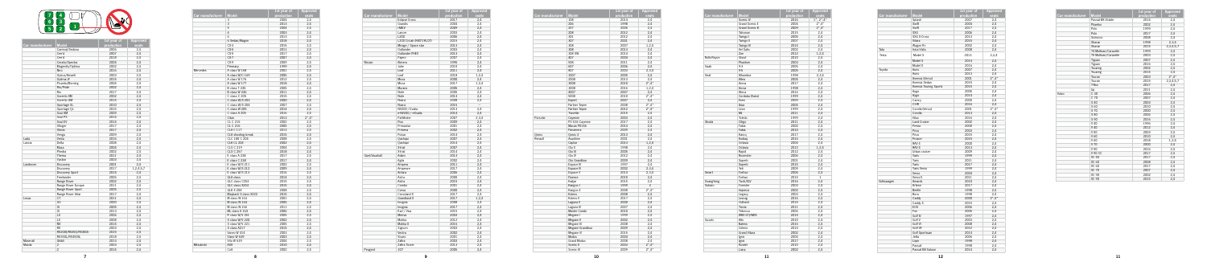| Car manufacturer | Model | 1st year of production | Approved seats |
|---|---|---|---|
| | Carnival/Sedona | 2006 | 2,4 |
| | Cee'd | 2007 | 2,4 |
| | Cee'd | 2018 | 2,4 |
| | Cerato/Spectra | 2004 | 2,4 |
| | Magentis/Optima | 2002 | 2,4 |
| | Niro | 2016 | 2,4 |
| | Optima | 2010 | 2,4 |
| | Optima JF | 2015 | 2,4 |
| | Picanto/Morning | 2004 | 2,4 |
| | Rio/Pride | 2002 | 2,4 |
| | Rio | 2017 | 2,4 |
| | Sorento BL | 2002 | 2,4 |
| | Sorento XM | 2009 | 2,4 |
| | Sportage KL | 2010 | 2,4 |
| | Sportage QL | 2015 | 2,4 |
| | Soul AM | 2009 | 2,4 |
| | Soul PS | 2014 | 2,4 |
| | Soul EV | 2016 | 2,4 |
| | Stinger | 2017 | 2,4 |
| | Stonic | 2017 | 2,4 |
| | Venga | 2009 | 2,4 |
| Lada | Vesta | 2015 | 2,4 |
| Lancia | Delta | 2008 | 2,4 |
| | Musa | 2004 | 2,4 |
| | Phedra | 2002 | 2,4 |
| | Thema | 2011 | 2,4 |
| | Ypsilon | 2003 | 2,4 |
| Landrover | Discovery | 2004 | 2,4 |
| | Discovery | 2017 | 1,2,4,5,7 |
| | Discovery Sport | 2014 | 2,4 |
| | Freelander | 2006 | 2,4 |
| | Range Rover | 2002 | 2,4 |
| | Range Rover Evoque | 2011 | 2,4 |
| | Range Rover Sport | 2005 | 2,4 |
| | Range Rover Velar | 2017 | 2,4 |
| Lexus | CT | 2011 | 2,4 |
| | GS | 2005 | 2,4 |
| | IS | 2005 | 2,4 |
| | IS | 2013 | 2,4 |
| | LS | 2006 | 2,4 |
| | LX | 2008 | 2,4 |
| | NX | 2014 | 2,4 |
| | RX | 2003 | 2,4 |
| | RX200t/RX450h | 2015 | 2,4 |
| | RX350L/RX450hL | 2018 | 2,4 |
| Maserati | Ghibli | 2013 | 2,4 |
| Mazda | 2 | 2003 | 2,4 |
| | 2 | 2014 | 2,4 |

| Car manufacturer | Model | 1st year of production | Approved seats |
|---|---|---|---|
| | 3 | 2003 | 2,4 |
| | 3 | 2013 | 2,4 |
| | 5 | 2005 | 2,4 |
| | 5 | 2010 | 2,4 |
| | 6 | 2002 | 2,4 |
| | 6 | 2012 | 2,4 |
| | 6 Sedan/Wagon | 2018 | 2,4 |
| | CX-3 | 2015 | 2,4 |
| | CX-5 | 2011 | 2,4 |
| | CX-5 | 2017 | 2,4 |
| | CX-7 | 2007 | 2,4 |
| | CX-9 | 2009 | 2,4 |
| | Premacy | 1999 | 2,4 |
| Mercedes | A class W168 | 2001 | 2,4 |
| | A class W/C 169 | 2005 | 2,4 |
| | A class W 176 | 2012 | 2,4 |
| | A class W 177 | 2018 | 2,4 |
| | B class T 245 | 2005 | 2,4 |
| | B class W 246 | 2011 | 2,4 |
| | C class C 204 | 2011 | 2,4 |
| | C class W/S 203 | 2000 | 2,4 |
| | C class W/S 204 | 2007 | 2,4 |
| | C class W 205 | 2014 | 2,4 |
| | C class S 205 | 2014 | 2,4 |
| | Citan | 2013 | 2*,4* |
| | CLA C 117 | 2013 | 2,4 |
| | CLS C 219 | 2005 | 2,4 |
| | CLS C 257 | 2018 | 2,4 |
| | CLA shooting brake | 2015 | 2,4 |
| | CLC CLC C 203 | 2008 | 2,4 |
| | GLA X 156 | 2013 | 2,4 |
| | GLC X 253 | 2015 | 2,4 |
| | GLC C 253 | 2016 | 2,4 |
| | E class W 211 | 2002 | 2,4 |
| | E class C 207 | 2009 | 2,4 |
| | E class W/S 212 | 2009 | 2,4 |
| | E class W/S 213 | 2016 | 2,4 |
| | GLE class | 2015 | 2,4 |
| | GLE class C 292 | 2015 | 2,4 |
| | GLK X 204 | 2008 | 2,4 |
| | ML class W 164 | 2005 | 2,4 |
| | ML class W 166 | 2011 | 2,4 |
| | R class W 251 | 2006 | 2,4 |
| | S class W 221 | 2005 | 2,4 |
| | S class W 222 | 2013 | 2,4 |
| | Sprinter | 2006 | 2,4 |
| | Viano | 2003 | 2,4 |
| | Vito W 639 | 2003 | 2,4 |
| | Vito W 447 | 2014 | 2,4 |
| Mitsubishi | ASX | 2010 | 2,4 |
| | Colt | 2004 | 2,4 |

| Car manufacturer | Model | 1st year of production | Approved seats |
|---|---|---|---|
| | Eclipse Cross | 2017 | 2,4 |
| | Grandis | 2004 | 2,4 |
| | i-MiEV | 2009 | 2,4 |
| | Lancer | 2007 | 2,4 |
| | L200 | 2006 | 2,4 |
| | L200 Club | 2006 | 2,4 |
| | Mirage / Space star | 2012 | 2,4 |
| | Outlander | 2003 | 2,4 |
| | Outlander PHEV | 2013 | 2,4 |
| | Pajero | 2007 | 2,4 |
| Nissan | Almera | 1996 | 2,4 |
| | Juke | 2010 | 2,4 |
| | Leaf | 2011 | 2,4 |
| | Leaf | 2018 | 1,2,4 |
| | Micra | 2003 | 2,4 |
| | Micra | 2017 | 1,2,4 |
| | Murano | 2005 | 2,4 |
| | Note | 2006 | 2,4 |
| | Note | 2013 | 2,4 |
| | Navara | 2006 | 2,4 |
| | NV200 / Evalia | 2010 | 2,4 |
| | Pathfinder | 2005 | 2,4 |
| | Pixo | 2009 | 2,4 |
| | Primera | 2002 | 2,4 |
| | Pulsar | 2014 | 2,4 |
| | Qashqai | 2007 | 2,4 |
| | Qashqai | 2014 | 2,4 |
| | Qashqai +2 | 2008 | 2,4 |
| | X-Trail | 2007 | 2,4 |
| Opel/Vauxhall | Adam | 2013 | 2,4 |
| | Agila | 2002 | 2,4 |
| | Ampera | 2011 | 2,4 |
| | Ampera-e | 2017 | 2,4 |
| | Antara | 2006 | 2,4 |
| | Astra H | 2004 | 2,4 |
| | Astra J | 2009 | 2,4 |
| | Astra K | 2015 | 2,4 |
| | Cascada | 2013 | 2,4 |
| | Combo | 2012 | 2,4 |
| | Corsa C | 2000 | 2,4 |
| | Corsa D | 2006 | 2,4 |
| | Crossland X | 2017 | 2,4 |
| | Grandland X | 2017 | 1,2,4 |
| | Insignia | 2008 | 2,4 |
| | Insignia | 2017 | 2,4 |
| | Karl / Viva | 2015 | 2,4 |
| | Meriva | 2003 | 2,4 |
| | Meriva B | 2010 | 2,4 |
| | Mokka | 2012 | 2,4 |
| | Signum | 2003 | 2,4 |
| | Vectra | 2002 | 2,4 |
| | Vivaro | 2001 | 2,4 |
| | Zafira | 2005 | 2,4 |
| | Zafira Tourer | 2011 | 2,4 |
| Peugeot | 107 | 2005 | 2,4 |

| Car manufacturer | Model | 1st year of production | Approved seats |
|---|---|---|---|
| | 108 | 2014 | 2,4 |
| | 206 | 1998 | 2,4 |
| | 207 | 2006 | 2,4 |
| | 208 | 2012 | 2,4 |
| | 301 | 2012 | 2,4 |
| | 307 | 2001 | 2,4 |
| | 308 | 2007 | 2,4 |
| | 308 SW | 2014 | 2,4 |
| | 407 | 2004 | 2,4 |
| | 508 | 2011 | 2,4 |
| | 607 | 2000 | 2,4 |
| | 807 | 2002 | 2,4 |
| | 1007 | 2005 | 2,4 |
| | 2008 | 2013 | 2,4 |
| | 2008 | 2019 | 2*,4* |
| | 3008 | 2009 | 2,4 |
| | 3008 | 2016 | 1,2,4 |
| | 4007 | 2007 | 2,4 |
| | 5008 | 2009 | 2,4 |
| | Expert | 2007 | 2,4 |
| | Partner Tepee | 2008 | 2*,4* |
| | Partner Tepee | 2018 | 2*,4* |
| | Traveller | 2016 | 2,4 |
| Porsche | Cayenne | 2002 | 2,4 |
| | Macan | 2014 | 2,4 |
| | Panamera | 2009 | 2,4 |
| Qoros | Qoros 3 | 2014 | 2,4 |
| Renault | Captur | 2013 | 1,2,4 |
| | Clio II | 1998 | 2,4 |
| | Clio III | 2005 | 2,4 |
| | Clio IV | 2012 | 2,4 |
| | Clio Grandtour | 2008 | 2,4 |
| | Espace IV | 2002 | 2,4 |
| | Espace V | 2015 | 2,3,4 |
| | Fluence | 2010 | 2,4 |
| | Kadjar | 2015 | 2,4 |
| | Kangoo | 2008 | 2,4 |
| | Kangoo II | 2008 | 2*,4* |
| | Koleos | 2008 | 2,4 |
| | Koleos II | 2017 | 2,4 |
| | Laguna II | 2001 | 2,4 |
| | Laguna III | 2007 | 2,4 |
| | Master Combi | 2010 | 2,4 |
| | Megane I | 1999 | 2,4 |
| | Megane II | 2002 | 2,4 |
| | Megane III | 2008 | 2,4 |
| | Megane Grandtour | 2009 | 2,4 |
| | Megane IV | 2016 | 2,4 |
| | Modus | 2004 | 2,4 |
| | Grand Modus | 2008 | 2,4 |
| | Scenic II | 2003 | 2,4 |
| | Scenic III | 2009 | 2*,4* |

| Car manufacturer | Model | 1st year of production | Approved seats |
|---|---|---|---|
| | Scenic IV | 2016 | 2,4 |
| | Grand Scenic II | 2004 | 2*,4* |
| | Grand Scenic III | 2009 | 2*,4* |
| | Talisman | 2015 | 2,4 |
| | Twingo I | 2003 | 2,4 |
| | Twingo II | 2007 | 2,4 |
| | Twingo III | 2014 | 2,4 |
| | Zoe | 2012 | 1,2,4 |
| Rolls Royce | Ghost | 2010 | 2,4 |
| | Phantom | 2003 | 2,4 |
| Saab | 9-3 | 2003 | 2,4 |
| | 9-5 | 2005 | 2,4 |
| Seat | Alhambra | 1998 | 2,3,4 |
| | Altea | 2004 | 2,4 |
| | Arona | 2017 | 2,4 |
| | Arosa | 1998 | 2,4 |
| | Ateca | 2016 | 2,4 |
| | Cordoba (Vario) | 1999 | 2,4 |
| | Exeo | 2009 | 2,4 |
| | Ibiza | 2004 | 2,4 |
| | Leon | 2012 | 2*,4* |
| | Mii | 2011 | 2,4 |
| | Toledo | 1999 | 2,4 |
| Skoda | Citigo | 2011 | 2,4 |
| | Fabia | 2000 | 2,4 |
| | Fabia | 2016 | 2,4 |
| | Karoq | 2017 | 2,4 |
| | Kodiaq | 2016 | 2,4 |
| | Octavia | 2004 | 2,4 |
| | Octavia | 2012 | 1,2,4 |
| | Rapid | 2012 | 2,4 |
| | Roomster | 2006 | 2,4 |
| | Superb | 2001 | 2,4 |
| | Superb | 2015 | 2,4 |
| | Yeti | 2009 | 2,4 |
| Smart | Forfour | 2004 | 2,4 |
| | Forfour | 2014 | 1 |
| SsangYong | Tivoli/XLV | 2015 | 2,4 |
| Subaru | Forester | 2003 | 2,4 |
| | Impreza | 2002 | 2,4 |
| | Legacy | 2003 | 2,4 |
| | Levorg | 2015 | 2,4 |
| | Outback | 2003 | 2,4 |
| | Trezia | 2011 | 2,4 |
| | Tribeca | 2006 | 2,4 |
| | WRX STI/WRX | 2014 | 2,4 |
| Suzuki | Alto | 2009 | 2,4 |
| | Baleno | 2016 | 2,4 |
| | Celerio | 2014 | 2,4 |
| | Grand Vitara | 2005 | 2,4 |
| | Ignis | 2016 | 2,4 |
| | Jimny | 2017 | 2,4 |
| | Kizashi | 2010 | 2,4 |
| | Swift | 2010 | 2,4 |
| | Sx4 | 2006 | 2,4 |

| Car manufacturer | Model | 1st year of production | Approved seats |
|---|---|---|---|
| | Splash | 2007 | 2,4 |
| | Swift | 2005 | 2,4 |
| | Swift | 2010 | 2,4 |
| | SX4 | 2006 | 2,4 |
| | SX4 S-cross | 2013 | 2,4 |
| | Vitara | 2015 | 2,4 |
| | Wagon R+ | 2000 | 2,4 |
| Tata | Vista/Vita | 2008 | 2,4 |
| Tesla | Model S | 2014 | 2,4 |
| | Model 3 | 2018 | 2,4 |
| | Model X | 2016 | 2,4 |
| Toyota | Auris | 2007 | 2,4 |
| | Auris | 2012 | 2,4 |
| | Avensis (Versa) | 2001 | 2*,4* |
| | Avensis Sedan | 2015 | 2,4 |
| | Avensis Touring Sports | 2015 | 2,4 |
| | Aygo | 2005 | 2,4 |
| | Aygo | 2014 | 2,4 |
| | Camry | 2006 | 2,4 |
| | C-HR | 2016 | 2,4 |
| | Corolla (Versa) | 2004 | 2*,4* |
| | Corolla | 2013 | 2,4 |
| | Hilux | 2016 | 2,4 |
| | Land Cruiser | 2002 | 2,4 |
| | Prius | 2003 | 2,4 |
| | Prius | 2009 | 2,4 |
| | Prius+ | 2012 | 2,4 |
| | Proace | 2013 | 2,4 |
| | Rav 4 | 2006 | 2,4 |
| | RAV 4 | 2013 | 2,4 |
| | Urban cruiser | 2009 | 2,4 |
| | Verso | 2009 | 2,4 |
| | Yaris | 2005 | 2,4 |
| | Yaris | 2011 | 2,4 |
| | Yaris Verso | 1999 | 2,4 |
| | Venza | 2009 | 2,4 |
| | Verso S | 2011 | 2,4 |
| Volkswagen | Amarok | 2010 | 2,4 |
| | Arteon | 2017 | 2,4 |
| | Beetle | 1998 | 2,4 |
| | Bora | 1998 | 2,4 |
| | Caddy | 2004 | 2*,4* |
| | Caddy 4 | 2015 | 2,4 |
| | EOS | 2006 | 2,4 |
| | Fox | 2005 | 2,4 |
| | Golf IV | 1997 | 2,4 |
| | Golf V | 2003 | 2,4 |
| | Golf VI | 2008 | 2,4 |
| | Golf VII | 2012 | 2,4 |
| | Golf Sportsvan | 2014 | 2,4 |
| | Jetta | 2005 | 2,4 |
| | Lupo | 1998 | 2,4 |
| | Passat | 1998 | 2,4 |
| | Passat B8 Saloon | 2014 | 2,4 |

| Car manufacturer | Model | 1st year of production | Approved seats |
|---|---|---|---|
| | Passat B8 Estate | 2014 | 2,4 |
| | Phaeton | 2002 | 2,4 |
| | Polo | 1999 | 2,4 |
| | Polo | 2017 | 2,4 |
| | Scirocco | 2008 | 2,4 |
| | Sharan | 1998 | 2,3,4 |
| | Sharan | 2010 | 1,2,3,4,5,7 |
| | T4 Multivan/Caravelle | 1999 | 2,4 |
| | T5 Multivan/Caravelle | 2003 | 2,4 |
| | Tiguan | 2007 | 2,4 |
| | Tiguan | 2016 | 2,4 |
| | Touareg | 2002 | 2,4 |
| | Touareg | 2010 | 2,4 |
| | Touran | 2003 | 2*,4* |
| | Touran | 2015 | 2,3,4,5,7 |
| | T-Roc | 2017 | 2,4 |
| | Up | 2011 | 2,4 |
| Volvo | C 30 | 2006 | 2,4 |
| | C 70 | 2006 | 2,4 |
| | S 40 | 2004 | 2,4 |
| | S 60 | 2010 | 2,4 |
| | S 70 | 2000 | 2,4 |
| | S 80 | 2006 | 2,4 |
| | S 90 | 2016 | 2,4 |
| | V 40 | 1996 | 2,4 |
| | V 40 | 2012 | 2,4 |
| | V 50 | 2004 | 2,4 |
| | V 60 | 2010 | 2,4 |
| | V 60 | 2018 | 1,2,4 |
| | V 70 | 2006 | 2,4 |
| | V 90 | 2016 | 2,4 |
| | XC 40 | 2017 | 2,4 |
| | XC 60 | 2017 | 2,4 |
| | XC 60 | 2008 | 2,4 |
| | XC 60 | 2017 | 2,4 |
| | XC 70 | 2007 | 2,4 |
| | XC 90 | 2002 | 2,4 |
| | XC 90 | 2015 | 2,4 |